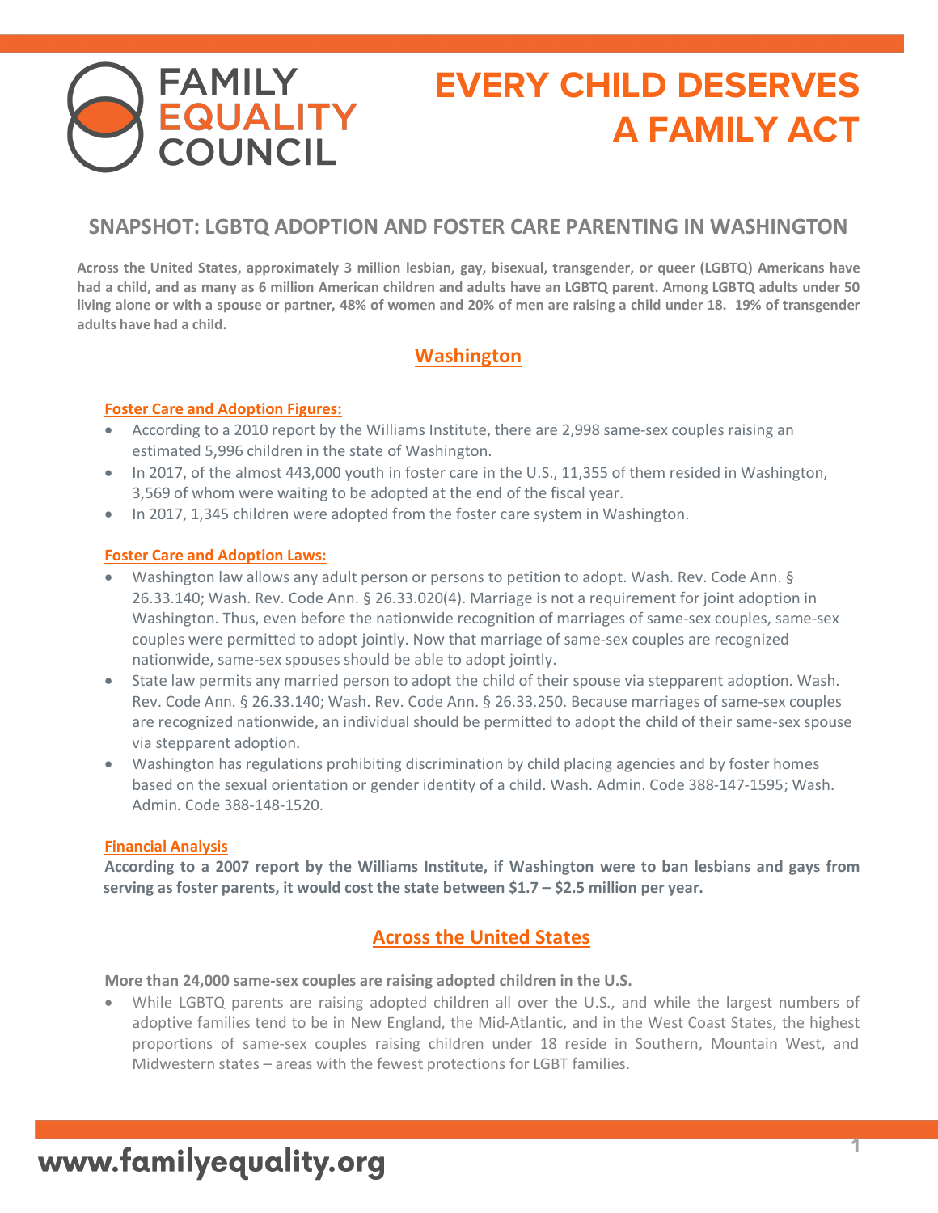# EVERY CHILD DESERVES A FAMILY ACT

FAMILY EQUALITY COUNCIL

## SNAPSHOT: LGBTQ ADOPTION AND FOSTER CARE PARENTING IN WASHINGTON

**Across the United States, approximately 3 million lesbian, gay, bisexual, transgender, or queer (LGBTQ) Americans have had a child, and as many as 6 million American children and adults have an LGBTQ parent. Among LGBTQ adults under 50 living alone or with a spouse or partner, 48% of women and 20% of men are raising a child under 18. 19% of transgender adults have had a child.**

## Washington

### Foster Care and Adoption Figures:

- According to a 2010 report by the Williams Institute, there are 2,998 same-sex couples raising an estimated 5,996 children in the state of Washington.
- In 2017, of the almost 443,000 youth in foster care in the U.S., 11,355 of them resided in Washington, 3,569 of whom were waiting to be adopted at the end of the fiscal year.
- In 2017, 1,345 children were adopted from the foster care system in Washington.

### Foster Care and Adoption Laws:

- Washington law allows any adult person or persons to petition to adopt. Wash. Rev. Code Ann. § 26.33.140; Wash. Rev. Code Ann. § 26.33.020(4). Marriage is not a requirement for joint adoption in Washington. Thus, even before the nationwide recognition of marriages of same-sex couples, same-sex couples were permitted to adopt jointly. Now that marriage of same-sex couples are recognized nationwide, same-sex spouses should be able to adopt jointly.
- State law permits any married person to adopt the child of their spouse via stepparent adoption. Wash. Rev. Code Ann. § 26.33.140; Wash. Rev. Code Ann. § 26.33.250. Because marriages of same-sex couples are recognized nationwide, an individual should be permitted to adopt the child of their same-sex spouse via stepparent adoption.
- Washington has regulations prohibiting discrimination by child placing agencies and by foster homes based on the sexual orientation or gender identity of a child. Wash. Admin. Code 388-147-1595; Wash. Admin. Code 388-148-1520.

### Financial Analysis

**According to a 2007 report by the Williams Institute, if Washington were to ban lesbians and gays from serving as foster parents, it would cost the state between $1.7 – $2.5 million per year.**

## Across the United States

**More than 24,000 same-sex couples are raising adopted children in the U.S.**

- While LGBTQ parents are raising adopted children all over the U.S., and while the largest numbers of adoptive families tend to be in New England, the Mid-Atlantic, and in the West Coast States, the highest proportions of same-sex couples raising children under 18 reside in Southern, Mountain West, and Midwestern states – areas with the fewest protections for LGBT families.

www.familyequality.org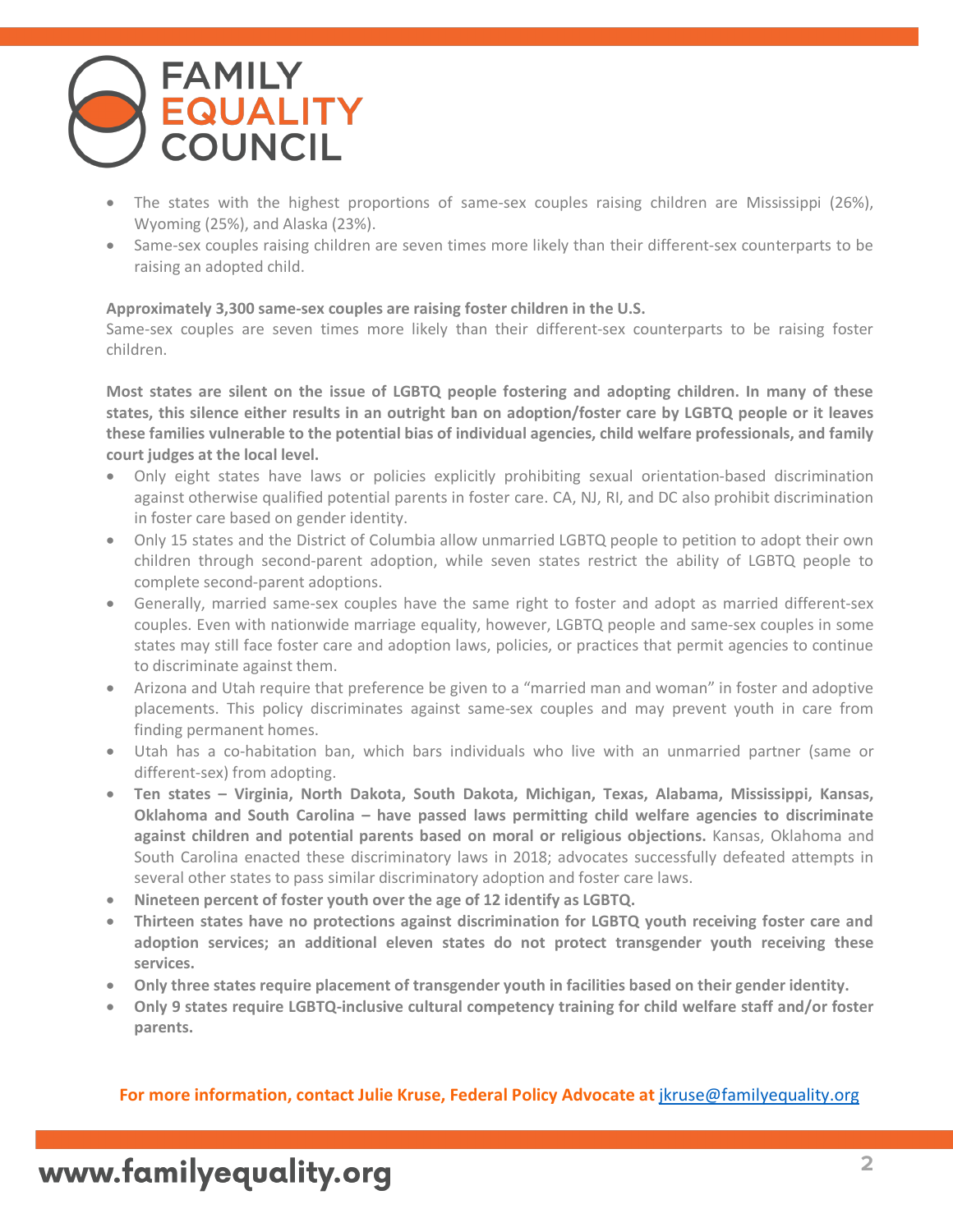- The states with the highest proportions of same-sex couples raising children are Mississippi (26%), Wyoming (25%), and Alaska (23%).
- Same-sex couples raising children are seven times more likely than their different-sex counterparts to be raising an adopted child.

**Approximately 3,300 same-sex couples are raising foster children in the U.S.**
Same-sex couples are seven times more likely than their different-sex counterparts to be raising foster children.

**Most states are silent on the issue of LGBTQ people fostering and adopting children. In many of these states, this silence either results in an outright ban on adoption/foster care by LGBTQ people or it leaves these families vulnerable to the potential bias of individual agencies, child welfare professionals, and family court judges at the local level.**

- Only eight states have laws or policies explicitly prohibiting sexual orientation-based discrimination against otherwise qualified potential parents in foster care. CA, NJ, RI, and DC also prohibit discrimination in foster care based on gender identity.
- Only 15 states and the District of Columbia allow unmarried LGBTQ people to petition to adopt their own children through second-parent adoption, while seven states restrict the ability of LGBTQ people to complete second-parent adoptions.
- Generally, married same-sex couples have the same right to foster and adopt as married different-sex couples. Even with nationwide marriage equality, however, LGBTQ people and same-sex couples in some states may still face foster care and adoption laws, policies, or practices that permit agencies to continue to discriminate against them.
- Arizona and Utah require that preference be given to a "married man and woman" in foster and adoptive placements. This policy discriminates against same-sex couples and may prevent youth in care from finding permanent homes.
- Utah has a co-habitation ban, which bars individuals who live with an unmarried partner (same or different-sex) from adopting.
- **Ten states – Virginia, North Dakota, South Dakota, Michigan, Texas, Alabama, Mississippi, Kansas, Oklahoma and South Carolina – have passed laws permitting child welfare agencies to discriminate against children and potential parents based on moral or religious objections.** Kansas, Oklahoma and South Carolina enacted these discriminatory laws in 2018; advocates successfully defeated attempts in several other states to pass similar discriminatory adoption and foster care laws.
- **Nineteen percent of foster youth over the age of 12 identify as LGBTQ.**
- **Thirteen states have no protections against discrimination for LGBTQ youth receiving foster care and adoption services; an additional eleven states do not protect transgender youth receiving these services.**
- **Only three states require placement of transgender youth in facilities based on their gender identity.**
- **Only 9 states require LGBTQ-inclusive cultural competency training for child welfare staff and/or foster parents.**

**For more information, contact Julie Kruse, Federal Policy Advocate at** [jkruse@familyequality.org](mailto:jkruse@familyequality.org)

www.familyequality.org